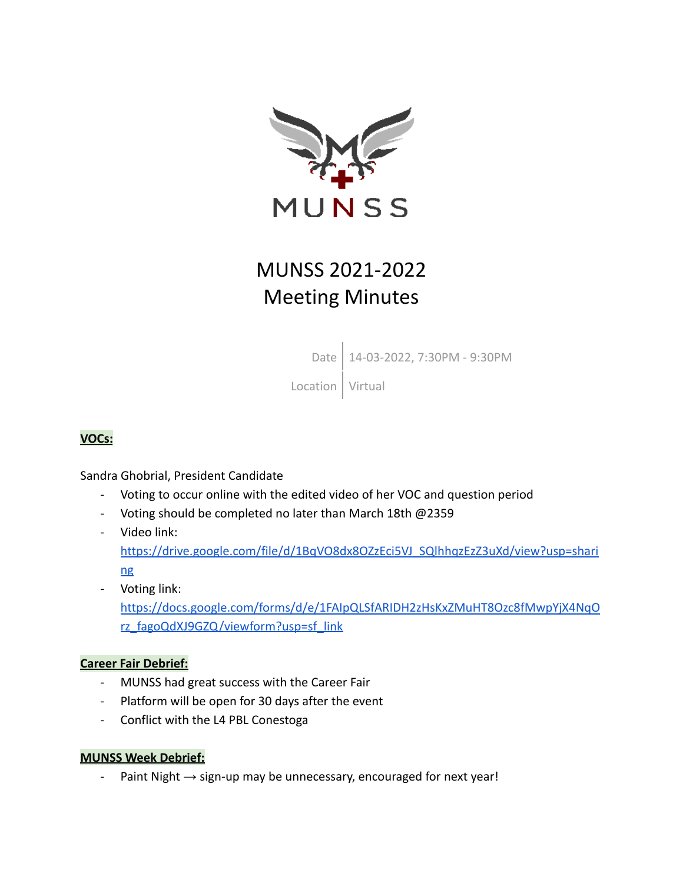# MUNSS 2021-2022
# Meeting Minutes

| Date | 14-03-2022, 7:30PM - 9:30PM |
| --- | --- |
| Location | Virtual |

**VOCs:**

Sandra Ghobrial, President Candidate

- Voting to occur online with the edited video of her VOC and question period
- Voting should be completed no later than March 18th @2359
- Video link: https://drive.google.com/file/d/1BqVO8dx8OZzEci5VJ_SQlhhqzEzZ3uXd/view?usp=sharing
- Voting link: https://docs.google.com/forms/d/e/1FAIpQLSfARIDH2zHsKxZMuHT8Ozc8fMwpYjX4NqOrz_fagoQdXJ9GZQ/viewform?usp=sf_link

**Career Fair Debrief:**

- MUNSS had great success with the Career Fair
- Platform will be open for 30 days after the event
- Conflict with the L4 PBL Conestoga

**MUNSS Week Debrief:**

- Paint Night → sign-up may be unnecessary, encouraged for next year!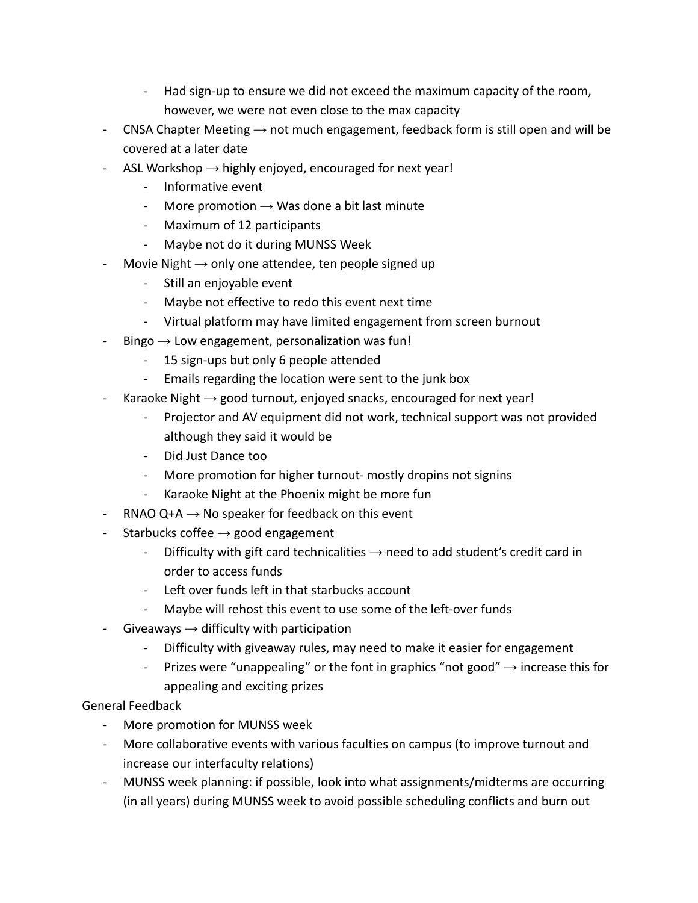- Had sign-up to ensure we did not exceed the maximum capacity of the room, however, we were not even close to the max capacity
- CNSA Chapter Meeting → not much engagement, feedback form is still open and will be covered at a later date
- ASL Workshop → highly enjoyed, encouraged for next year!
    - Informative event
    - More promotion → Was done a bit last minute
    - Maximum of 12 participants
    - Maybe not do it during MUNSS Week
- Movie Night → only one attendee, ten people signed up
    - Still an enjoyable event
    - Maybe not effective to redo this event next time
    - Virtual platform may have limited engagement from screen burnout
- Bingo → Low engagement, personalization was fun!
    - 15 sign-ups but only 6 people attended
    - Emails regarding the location were sent to the junk box
- Karaoke Night → good turnout, enjoyed snacks, encouraged for next year!
    - Projector and AV equipment did not work, technical support was not provided although they said it would be
    - Did Just Dance too
    - More promotion for higher turnout- mostly dropins not signins
    - Karaoke Night at the Phoenix might be more fun
- RNAO Q+A → No speaker for feedback on this event
- Starbucks coffee → good engagement
    - Difficulty with gift card technicalities → need to add student's credit card in order to access funds
    - Left over funds left in that starbucks account
    - Maybe will rehost this event to use some of the left-over funds
- Giveaways → difficulty with participation
    - Difficulty with giveaway rules, may need to make it easier for engagement
    - Prizes were "unappealing" or the font in graphics "not good" → increase this for appealing and exciting prizes

General Feedback

- More promotion for MUNSS week
- More collaborative events with various faculties on campus (to improve turnout and increase our interfaculty relations)
- MUNSS week planning: if possible, look into what assignments/midterms are occurring (in all years) during MUNSS week to avoid possible scheduling conflicts and burn out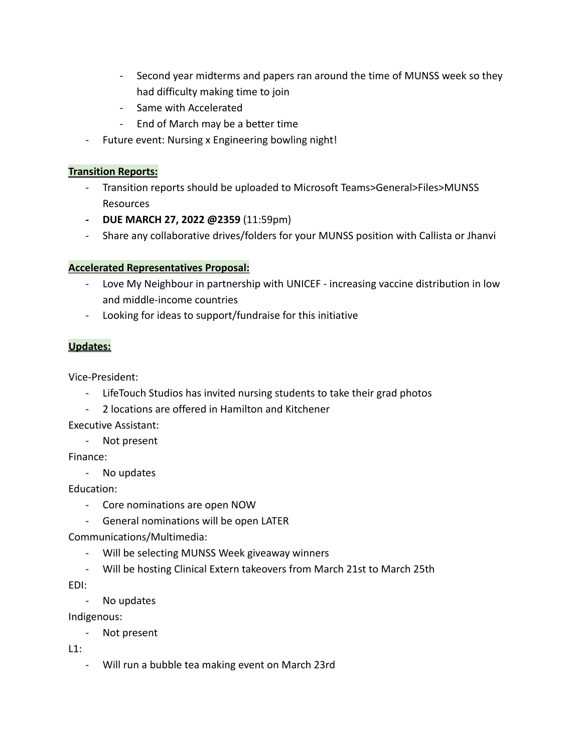- Second year midterms and papers ran around the time of MUNSS week so they had difficulty making time to join
  - Same with Accelerated
  - End of March may be a better time
- Future event: Nursing x Engineering bowling night!

**Transition Reports:**

- Transition reports should be uploaded to Microsoft Teams>General>Files>MUNSS Resources
- **DUE MARCH 27, 2022 @2359** (11:59pm)
- Share any collaborative drives/folders for your MUNSS position with Callista or Jhanvi

**Accelerated Representatives Proposal:**

- Love My Neighbour in partnership with UNICEF - increasing vaccine distribution in low and middle-income countries
- Looking for ideas to support/fundraise for this initiative

**Updates:**

Vice-President:

- LifeTouch Studios has invited nursing students to take their grad photos
- 2 locations are offered in Hamilton and Kitchener

Executive Assistant:

- Not present

Finance:

- No updates

Education:

- Core nominations are open NOW
- General nominations will be open LATER

Communications/Multimedia:

- Will be selecting MUNSS Week giveaway winners
- Will be hosting Clinical Extern takeovers from March 21st to March 25th

EDI:

- No updates

Indigenous:

- Not present

L1:

- Will run a bubble tea making event on March 23rd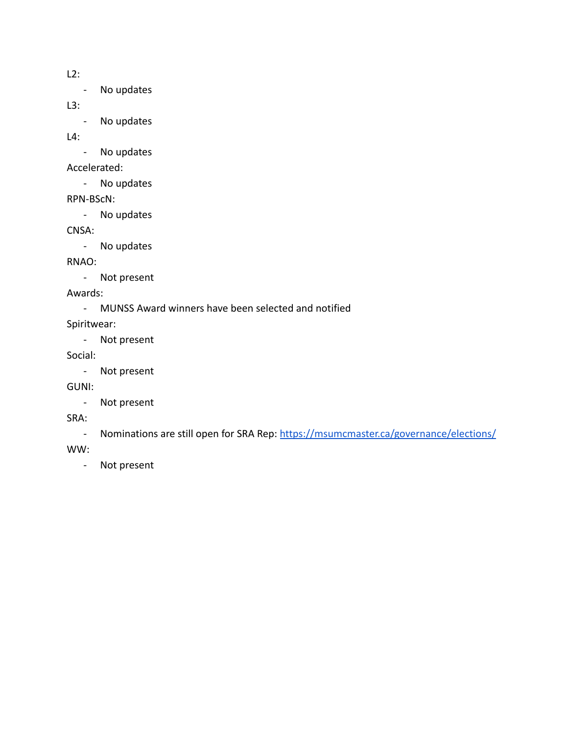L2:

- No updates

L3:

- No updates

L4:

- No updates

Accelerated:

- No updates

RPN-BScN:

- No updates

CNSA:

- No updates

RNAO:

- Not present

Awards:

- MUNSS Award winners have been selected and notified

Spiritwear:

- Not present

Social:

- Not present

GUNI:

- Not present

SRA:

- Nominations are still open for SRA Rep: [https://msumcmaster.ca/governance/elections/](https://msumcmaster.ca/governance/elections/)

WW:

- Not present